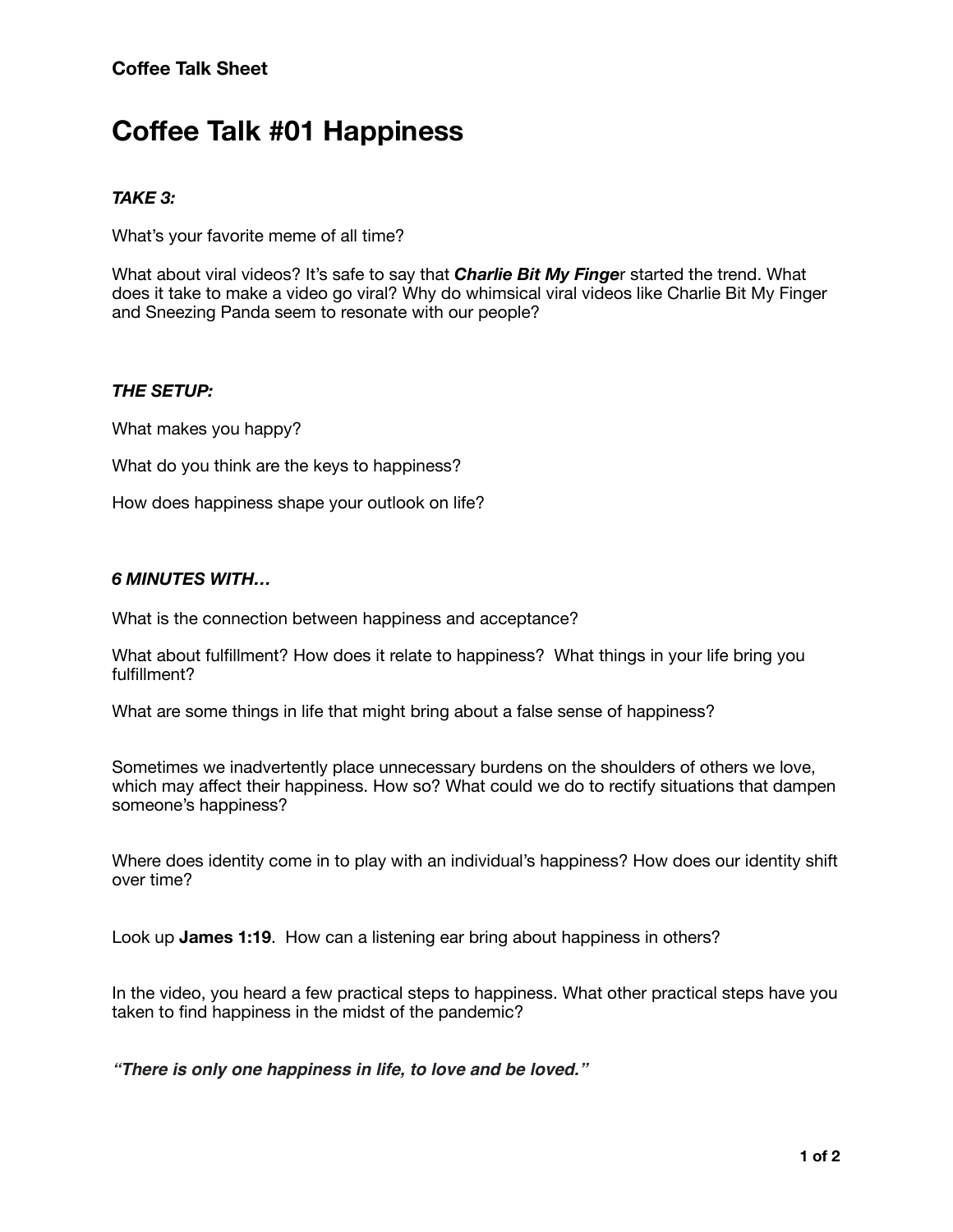**Coffee Talk Sheet**

# Coffee Talk #01 Happiness

### ***TAKE 3:***

What's your favorite meme of all time?

What about viral videos? It's safe to say that ***Charlie Bit My Finge***r started the trend. What does it take to make a video go viral? Why do whimsical viral videos like Charlie Bit My Finger and Sneezing Panda seem to resonate with our people?

### ***THE SETUP:***

What makes you happy?

What do you think are the keys to happiness?

How does happiness shape your outlook on life?

### ***6 MINUTES WITH…***

What is the connection between happiness and acceptance?

What about fulfillment? How does it relate to happiness? What things in your life bring you fulfillment?

What are some things in life that might bring about a false sense of happiness?

Sometimes we inadvertently place unnecessary burdens on the shoulders of others we love, which may affect their happiness. How so? What could we do to rectify situations that dampen someone's happiness?

Where does identity come in to play with an individual's happiness? How does our identity shift over time?

Look up **James 1:19**. How can a listening ear bring about happiness in others?

In the video, you heard a few practical steps to happiness. What other practical steps have you taken to find happiness in the midst of the pandemic?

***"There is only one happiness in life, to love and be loved."***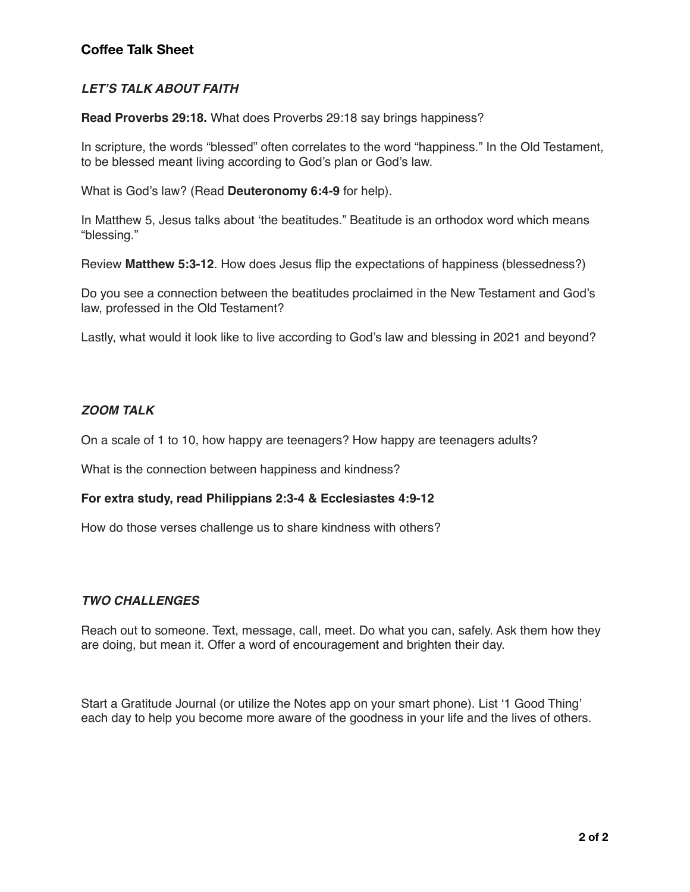## Coffee Talk Sheet

### *LET'S TALK ABOUT FAITH*

**Read Proverbs 29:18.** What does Proverbs 29:18 say brings happiness?

In scripture, the words "blessed" often correlates to the word "happiness." In the Old Testament, to be blessed meant living according to God's plan or God's law.

What is God's law? (Read **Deuteronomy 6:4-9** for help).

In Matthew 5, Jesus talks about 'the beatitudes." Beatitude is an orthodox word which means "blessing."

Review **Matthew 5:3-12**. How does Jesus flip the expectations of happiness (blessedness?)

Do you see a connection between the beatitudes proclaimed in the New Testament and God's law, professed in the Old Testament?

Lastly, what would it look like to live according to God's law and blessing in 2021 and beyond?

### *ZOOM TALK*

On a scale of 1 to 10, how happy are teenagers? How happy are teenagers adults?

What is the connection between happiness and kindness?

**For extra study, read Philippians 2:3-4 & Ecclesiastes 4:9-12**

How do those verses challenge us to share kindness with others?

### *TWO CHALLENGES*

Reach out to someone. Text, message, call, meet. Do what you can, safely. Ask them how they are doing, but mean it. Offer a word of encouragement and brighten their day.

Start a Gratitude Journal (or utilize the Notes app on your smart phone). List '1 Good Thing' each day to help you become more aware of the goodness in your life and the lives of others.